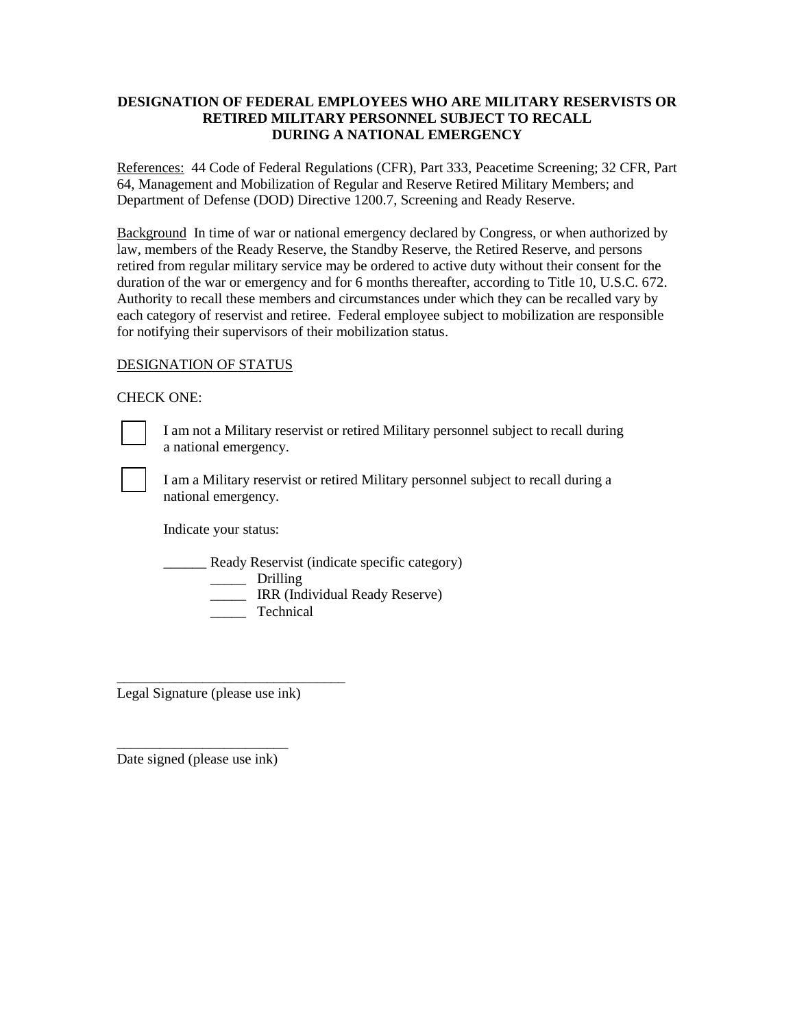**DESIGNATION OF FEDERAL EMPLOYEES WHO ARE MILITARY RESERVISTS OR RETIRED MILITARY PERSONNEL SUBJECT TO RECALL DURING A NATIONAL EMERGENCY**

References: 44 Code of Federal Regulations (CFR), Part 333, Peacetime Screening; 32 CFR, Part 64, Management and Mobilization of Regular and Reserve Retired Military Members; and Department of Defense (DOD) Directive 1200.7, Screening and Ready Reserve.

Background In time of war or national emergency declared by Congress, or when authorized by law, members of the Ready Reserve, the Standby Reserve, the Retired Reserve, and persons retired from regular military service may be ordered to active duty without their consent for the duration of the war or emergency and for 6 months thereafter, according to Title 10, U.S.C. 672. Authority to recall these members and circumstances under which they can be recalled vary by each category of reservist and retiree. Federal employee subject to mobilization are responsible for notifying their supervisors of their mobilization status.

DESIGNATION OF STATUS

CHECK ONE:

☐ I am not a Military reservist or retired Military personnel subject to recall during a national emergency.

☐ I am a Military reservist or retired Military personnel subject to recall during a national emergency.

Indicate your status:

______ Ready Reservist (indicate specific category)
- _____ Drilling
- _____ IRR (Individual Ready Reserve)
- _____ Technical

________________________________
Legal Signature (please use ink)

________________________
Date signed (please use ink)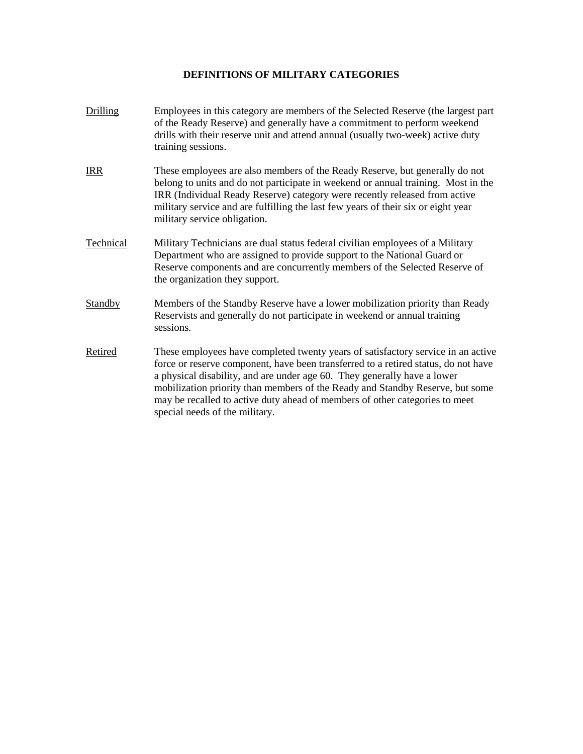## DEFINITIONS OF MILITARY CATEGORIES

<u>Drilling</u> Employees in this category are members of the Selected Reserve (the largest part of the Ready Reserve) and generally have a commitment to perform weekend drills with their reserve unit and attend annual (usually two-week) active duty training sessions.

<u>IRR</u> These employees are also members of the Ready Reserve, but generally do not belong to units and do not participate in weekend or annual training. Most in the IRR (Individual Ready Reserve) category were recently released from active military service and are fulfilling the last few years of their six or eight year military service obligation.

<u>Technical</u> Military Technicians are dual status federal civilian employees of a Military Department who are assigned to provide support to the National Guard or Reserve components and are concurrently members of the Selected Reserve of the organization they support.

<u>Standby</u> Members of the Standby Reserve have a lower mobilization priority than Ready Reservists and generally do not participate in weekend or annual training sessions.

<u>Retired</u> These employees have completed twenty years of satisfactory service in an active force or reserve component, have been transferred to a retired status, do not have a physical disability, and are under age 60. They generally have a lower mobilization priority than members of the Ready and Standby Reserve, but some may be recalled to active duty ahead of members of other categories to meet special needs of the military.